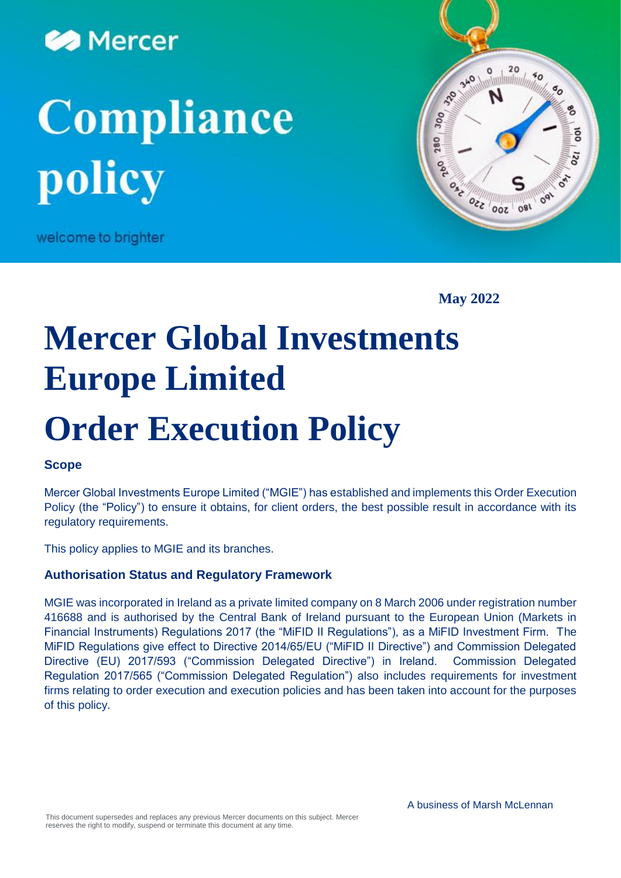Mercer

# Compliance policy

welcome to brighter

**May 2022**

# Mercer Global Investments Europe Limited

# Order Execution Policy

### Scope

Mercer Global Investments Europe Limited ("MGIE") has established and implements this Order Execution Policy (the "Policy") to ensure it obtains, for client orders, the best possible result in accordance with its regulatory requirements.

This policy applies to MGIE and its branches.

### Authorisation Status and Regulatory Framework

MGIE was incorporated in Ireland as a private limited company on 8 March 2006 under registration number 416688 and is authorised by the Central Bank of Ireland pursuant to the European Union (Markets in Financial Instruments) Regulations 2017 (the "MiFID II Regulations"), as a MiFID Investment Firm. The MiFID Regulations give effect to Directive 2014/65/EU ("MiFID II Directive") and Commission Delegated Directive (EU) 2017/593 ("Commission Delegated Directive") in Ireland. Commission Delegated Regulation 2017/565 ("Commission Delegated Regulation") also includes requirements for investment firms relating to order execution and execution policies and has been taken into account for the purposes of this policy.

A business of Marsh McLennan

This document supersedes and replaces any previous Mercer documents on this subject. Mercer reserves the right to modify, suspend or terminate this document at any time.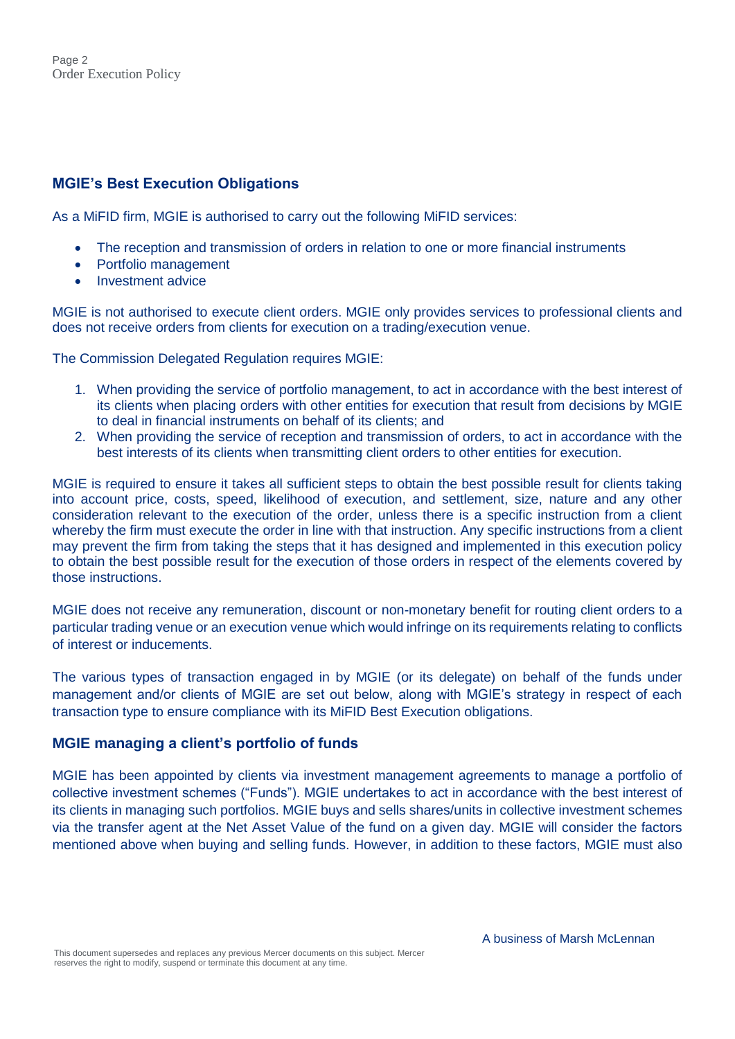## MGIE's Best Execution Obligations

As a MiFID firm, MGIE is authorised to carry out the following MiFID services:

- The reception and transmission of orders in relation to one or more financial instruments
- Portfolio management
- Investment advice

MGIE is not authorised to execute client orders. MGIE only provides services to professional clients and does not receive orders from clients for execution on a trading/execution venue.

The Commission Delegated Regulation requires MGIE:

1. When providing the service of portfolio management, to act in accordance with the best interest of its clients when placing orders with other entities for execution that result from decisions by MGIE to deal in financial instruments on behalf of its clients; and
2. When providing the service of reception and transmission of orders, to act in accordance with the best interests of its clients when transmitting client orders to other entities for execution.

MGIE is required to ensure it takes all sufficient steps to obtain the best possible result for clients taking into account price, costs, speed, likelihood of execution, and settlement, size, nature and any other consideration relevant to the execution of the order, unless there is a specific instruction from a client whereby the firm must execute the order in line with that instruction. Any specific instructions from a client may prevent the firm from taking the steps that it has designed and implemented in this execution policy to obtain the best possible result for the execution of those orders in respect of the elements covered by those instructions.

MGIE does not receive any remuneration, discount or non-monetary benefit for routing client orders to a particular trading venue or an execution venue which would infringe on its requirements relating to conflicts of interest or inducements.

The various types of transaction engaged in by MGIE (or its delegate) on behalf of the funds under management and/or clients of MGIE are set out below, along with MGIE's strategy in respect of each transaction type to ensure compliance with its MiFID Best Execution obligations.

### MGIE managing a client's portfolio of funds

MGIE has been appointed by clients via investment management agreements to manage a portfolio of collective investment schemes ("Funds"). MGIE undertakes to act in accordance with the best interest of its clients in managing such portfolios. MGIE buys and sells shares/units in collective investment schemes via the transfer agent at the Net Asset Value of the fund on a given day. MGIE will consider the factors mentioned above when buying and selling funds. However, in addition to these factors, MGIE must also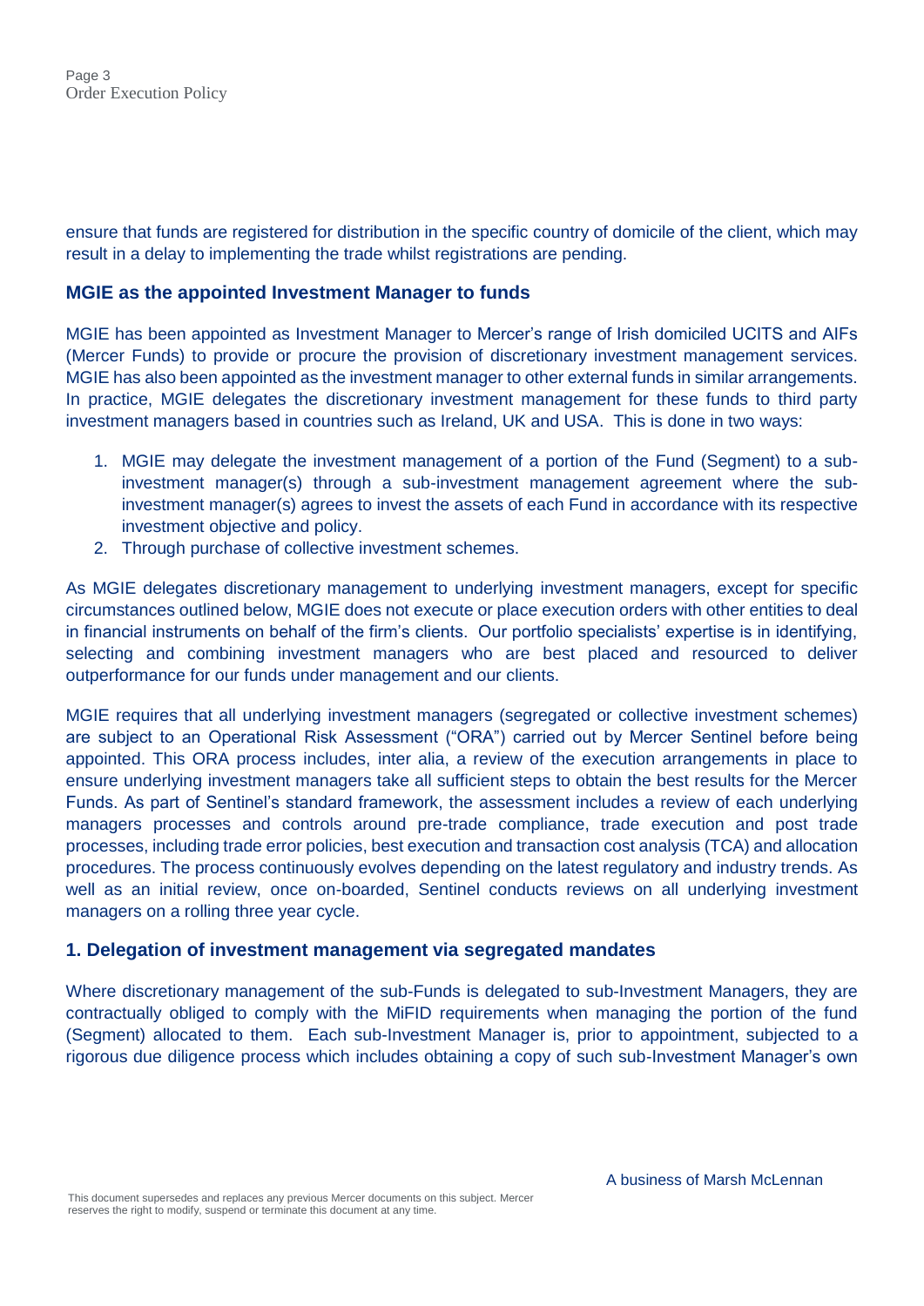ensure that funds are registered for distribution in the specific country of domicile of the client, which may result in a delay to implementing the trade whilst registrations are pending.

## MGIE as the appointed Investment Manager to funds

MGIE has been appointed as Investment Manager to Mercer's range of Irish domiciled UCITS and AIFs (Mercer Funds) to provide or procure the provision of discretionary investment management services. MGIE has also been appointed as the investment manager to other external funds in similar arrangements. In practice, MGIE delegates the discretionary investment management for these funds to third party investment managers based in countries such as Ireland, UK and USA. This is done in two ways:

1. MGIE may delegate the investment management of a portion of the Fund (Segment) to a sub-investment manager(s) through a sub-investment management agreement where the sub-investment manager(s) agrees to invest the assets of each Fund in accordance with its respective investment objective and policy.
2. Through purchase of collective investment schemes.

As MGIE delegates discretionary management to underlying investment managers, except for specific circumstances outlined below, MGIE does not execute or place execution orders with other entities to deal in financial instruments on behalf of the firm's clients. Our portfolio specialists' expertise is in identifying, selecting and combining investment managers who are best placed and resourced to deliver outperformance for our funds under management and our clients.

MGIE requires that all underlying investment managers (segregated or collective investment schemes) are subject to an Operational Risk Assessment ("ORA") carried out by Mercer Sentinel before being appointed. This ORA process includes, inter alia, a review of the execution arrangements in place to ensure underlying investment managers take all sufficient steps to obtain the best results for the Mercer Funds. As part of Sentinel's standard framework, the assessment includes a review of each underlying managers processes and controls around pre-trade compliance, trade execution and post trade processes, including trade error policies, best execution and transaction cost analysis (TCA) and allocation procedures. The process continuously evolves depending on the latest regulatory and industry trends. As well as an initial review, once on-boarded, Sentinel conducts reviews on all underlying investment managers on a rolling three year cycle.

## 1. Delegation of investment management via segregated mandates

Where discretionary management of the sub-Funds is delegated to sub-Investment Managers, they are contractually obliged to comply with the MiFID requirements when managing the portion of the fund (Segment) allocated to them. Each sub-Investment Manager is, prior to appointment, subjected to a rigorous due diligence process which includes obtaining a copy of such sub-Investment Manager's own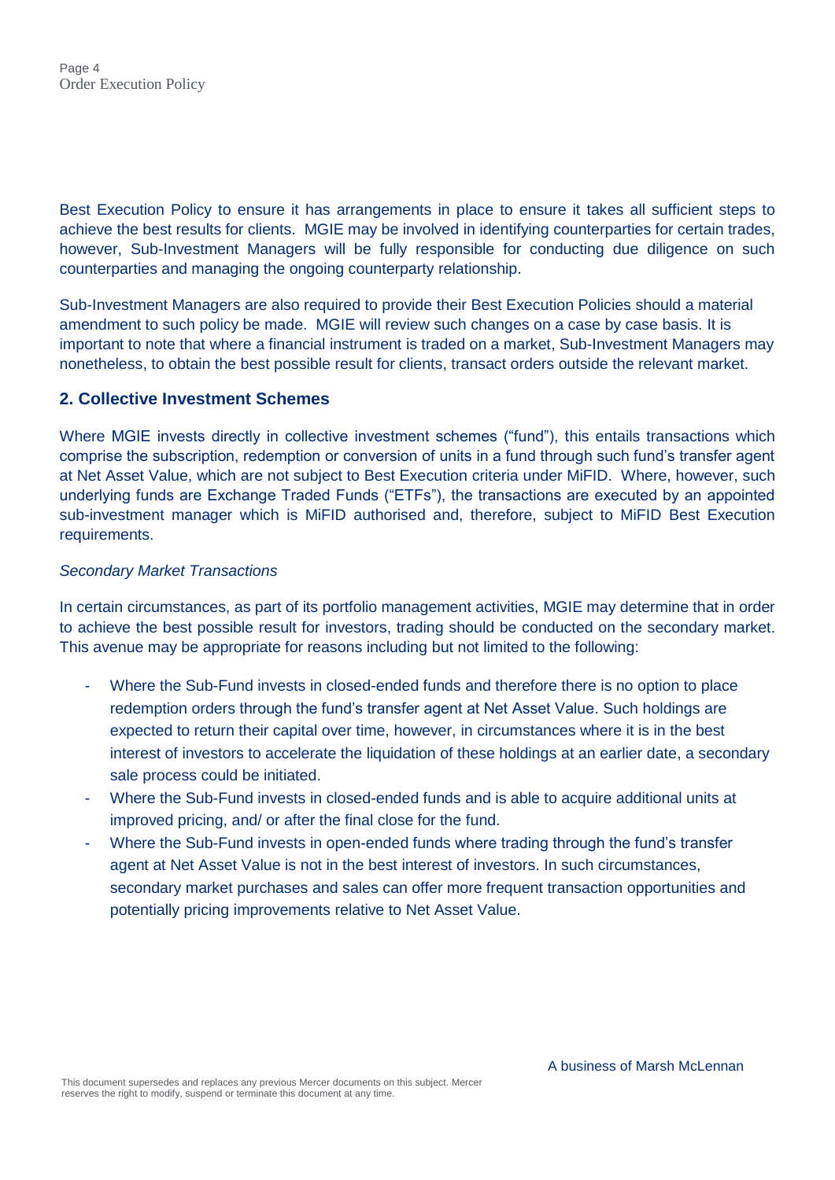Best Execution Policy to ensure it has arrangements in place to ensure it takes all sufficient steps to achieve the best results for clients. MGIE may be involved in identifying counterparties for certain trades, however, Sub-Investment Managers will be fully responsible for conducting due diligence on such counterparties and managing the ongoing counterparty relationship.

Sub-Investment Managers are also required to provide their Best Execution Policies should a material amendment to such policy be made. MGIE will review such changes on a case by case basis. It is important to note that where a financial instrument is traded on a market, Sub-Investment Managers may nonetheless, to obtain the best possible result for clients, transact orders outside the relevant market.

## 2. Collective Investment Schemes

Where MGIE invests directly in collective investment schemes ("fund"), this entails transactions which comprise the subscription, redemption or conversion of units in a fund through such fund's transfer agent at Net Asset Value, which are not subject to Best Execution criteria under MiFID. Where, however, such underlying funds are Exchange Traded Funds ("ETFs"), the transactions are executed by an appointed sub-investment manager which is MiFID authorised and, therefore, subject to MiFID Best Execution requirements.

*Secondary Market Transactions*

In certain circumstances, as part of its portfolio management activities, MGIE may determine that in order to achieve the best possible result for investors, trading should be conducted on the secondary market. This avenue may be appropriate for reasons including but not limited to the following:

- Where the Sub-Fund invests in closed-ended funds and therefore there is no option to place redemption orders through the fund's transfer agent at Net Asset Value. Such holdings are expected to return their capital over time, however, in circumstances where it is in the best interest of investors to accelerate the liquidation of these holdings at an earlier date, a secondary sale process could be initiated.
- Where the Sub-Fund invests in closed-ended funds and is able to acquire additional units at improved pricing, and/ or after the final close for the fund.
- Where the Sub-Fund invests in open-ended funds where trading through the fund's transfer agent at Net Asset Value is not in the best interest of investors. In such circumstances, secondary market purchases and sales can offer more frequent transaction opportunities and potentially pricing improvements relative to Net Asset Value.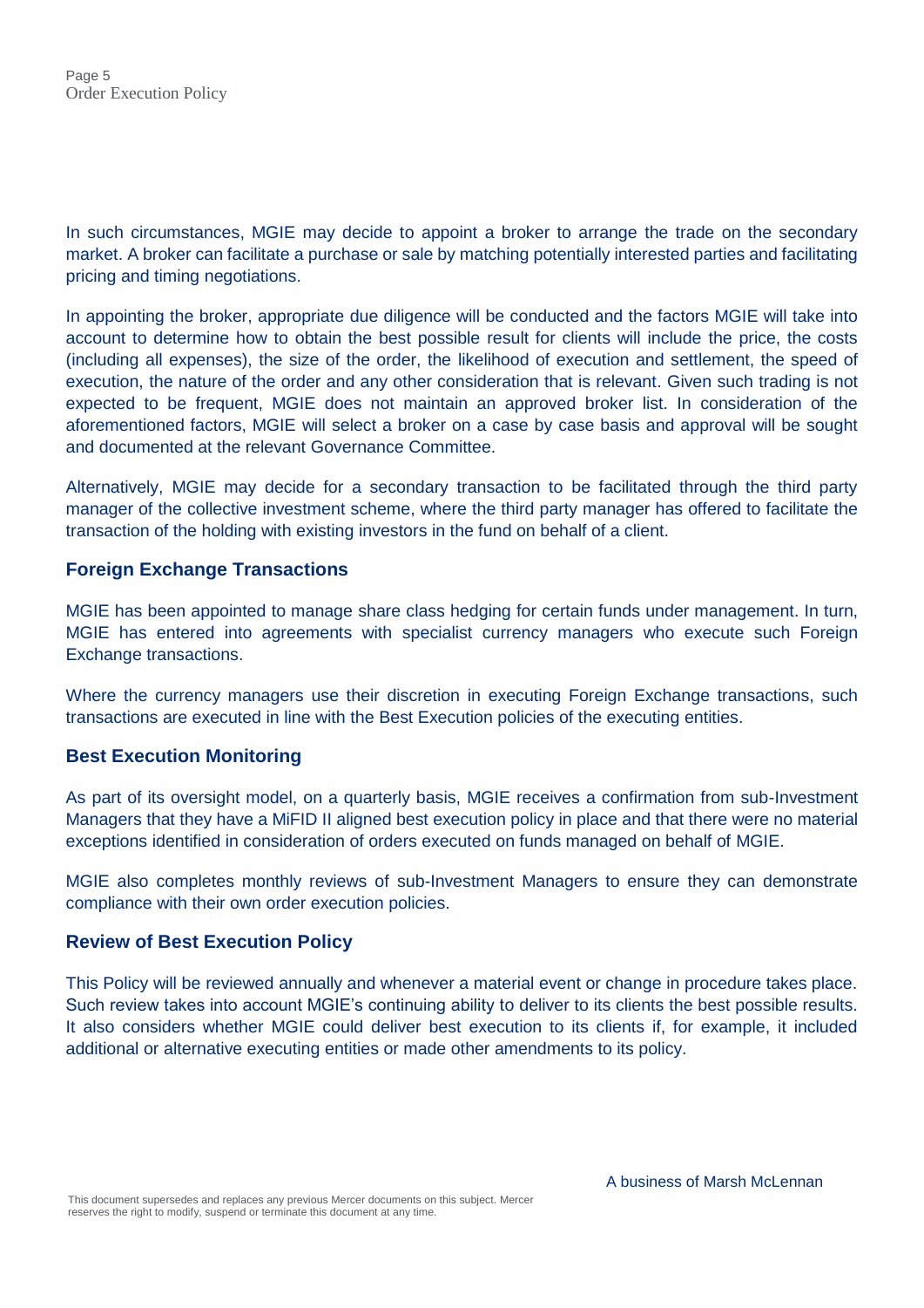In such circumstances, MGIE may decide to appoint a broker to arrange the trade on the secondary market. A broker can facilitate a purchase or sale by matching potentially interested parties and facilitating pricing and timing negotiations.

In appointing the broker, appropriate due diligence will be conducted and the factors MGIE will take into account to determine how to obtain the best possible result for clients will include the price, the costs (including all expenses), the size of the order, the likelihood of execution and settlement, the speed of execution, the nature of the order and any other consideration that is relevant. Given such trading is not expected to be frequent, MGIE does not maintain an approved broker list. In consideration of the aforementioned factors, MGIE will select a broker on a case by case basis and approval will be sought and documented at the relevant Governance Committee.

Alternatively, MGIE may decide for a secondary transaction to be facilitated through the third party manager of the collective investment scheme, where the third party manager has offered to facilitate the transaction of the holding with existing investors in the fund on behalf of a client.

## Foreign Exchange Transactions

MGIE has been appointed to manage share class hedging for certain funds under management. In turn, MGIE has entered into agreements with specialist currency managers who execute such Foreign Exchange transactions.

Where the currency managers use their discretion in executing Foreign Exchange transactions, such transactions are executed in line with the Best Execution policies of the executing entities.

## Best Execution Monitoring

As part of its oversight model, on a quarterly basis, MGIE receives a confirmation from sub-Investment Managers that they have a MiFID II aligned best execution policy in place and that there were no material exceptions identified in consideration of orders executed on funds managed on behalf of MGIE.

MGIE also completes monthly reviews of sub-Investment Managers to ensure they can demonstrate compliance with their own order execution policies.

## Review of Best Execution Policy

This Policy will be reviewed annually and whenever a material event or change in procedure takes place. Such review takes into account MGIE's continuing ability to deliver to its clients the best possible results. It also considers whether MGIE could deliver best execution to its clients if, for example, it included additional or alternative executing entities or made other amendments to its policy.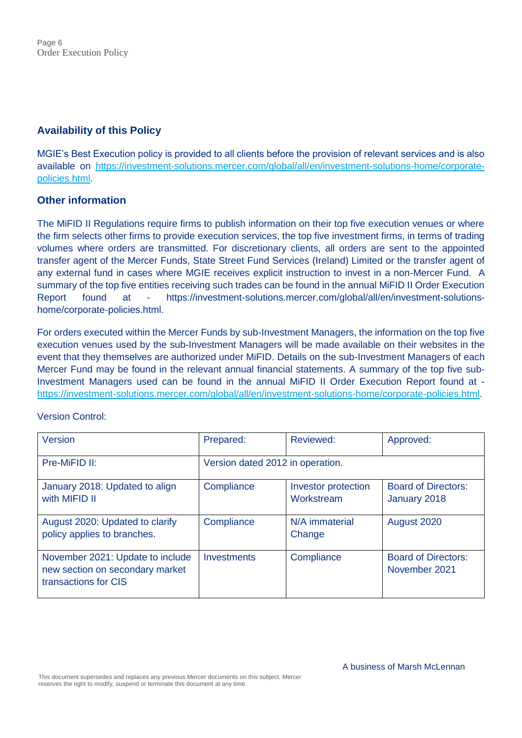## Availability of this Policy

MGIE's Best Execution policy is provided to all clients before the provision of relevant services and is also available on https://investment-solutions.mercer.com/global/all/en/investment-solutions-home/corporate-policies.html.

## Other information

The MiFID II Regulations require firms to publish information on their top five execution venues or where the firm selects other firms to provide execution services, the top five investment firms, in terms of trading volumes where orders are transmitted. For discretionary clients, all orders are sent to the appointed transfer agent of the Mercer Funds, State Street Fund Services (Ireland) Limited or the transfer agent of any external fund in cases where MGIE receives explicit instruction to invest in a non-Mercer Fund. A summary of the top five entities receiving such trades can be found in the annual MiFID II Order Execution Report found at - https://investment-solutions.mercer.com/global/all/en/investment-solutions-home/corporate-policies.html.

For orders executed within the Mercer Funds by sub-Investment Managers, the information on the top five execution venues used by the sub-Investment Managers will be made available on their websites in the event that they themselves are authorized under MiFID. Details on the sub-Investment Managers of each Mercer Fund may be found in the relevant annual financial statements. A summary of the top five sub-Investment Managers used can be found in the annual MiFID II Order Execution Report found at - https://investment-solutions.mercer.com/global/all/en/investment-solutions-home/corporate-policies.html.

Version Control:

| Version | Prepared: | Reviewed: | Approved: |
|---|---|---|---|
| Pre-MiFID II: | Version dated 2012 in operation. | | |
| January 2018: Updated to align with MIFID II | Compliance | Investor protection Workstream | Board of Directors: January 2018 |
| August 2020: Updated to clarify policy applies to branches. | Compliance | N/A immaterial Change | August 2020 |
| November 2021: Update to include new section on secondary market transactions for CIS | Investments | Compliance | Board of Directors: November 2021 |

This document supersedes and replaces any previous Mercer documents on this subject. Mercer reserves the right to modify, suspend or terminate this document at any time.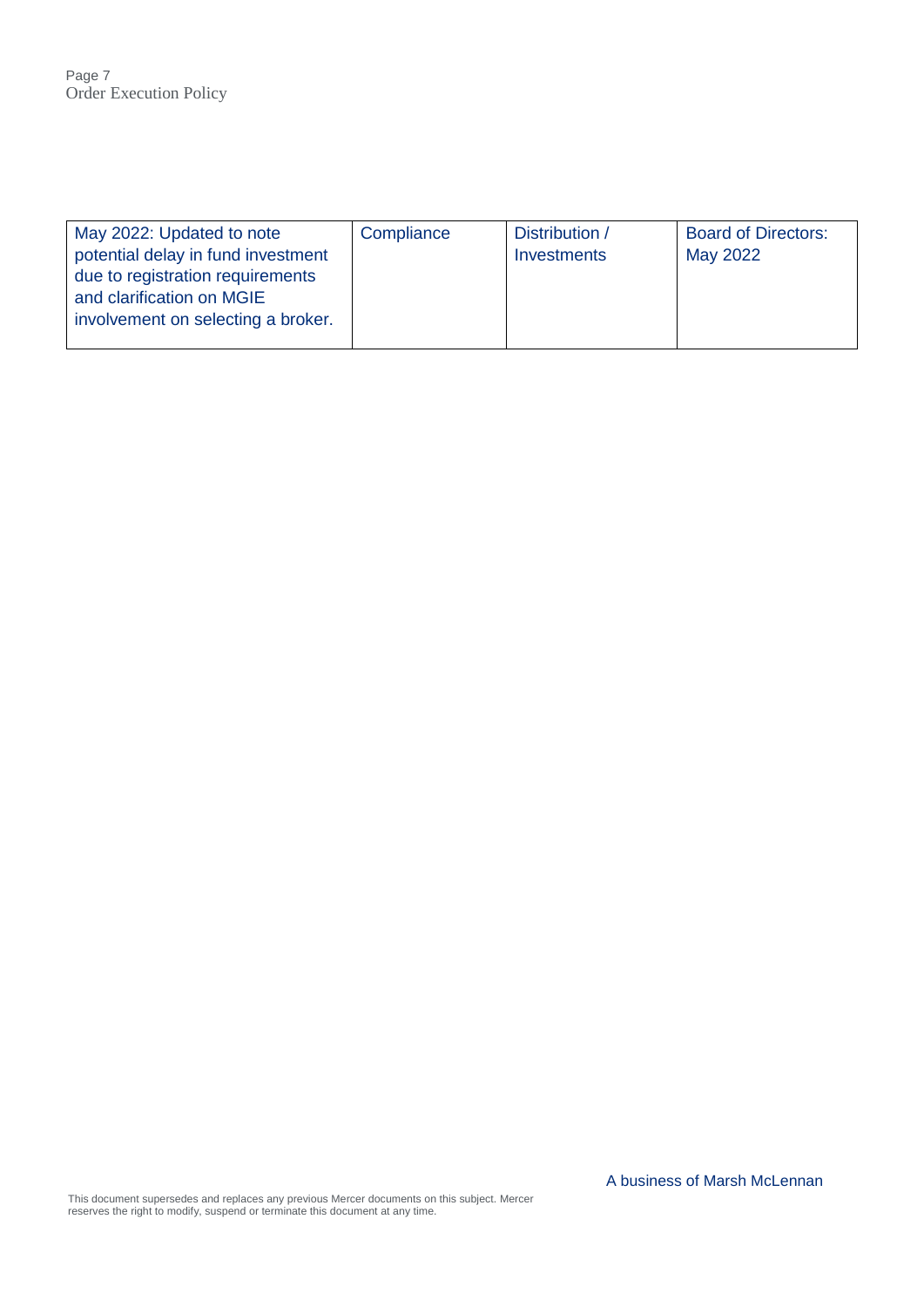| | | | |
|---|---|---|---|
| May 2022: Updated to note potential delay in fund investment due to registration requirements and clarification on MGIE involvement on selecting a broker. | Compliance | Distribution / Investments | Board of Directors: May 2022 |

A business of Marsh McLennan

This document supersedes and replaces any previous Mercer documents on this subject. Mercer reserves the right to modify, suspend or terminate this document at any time.